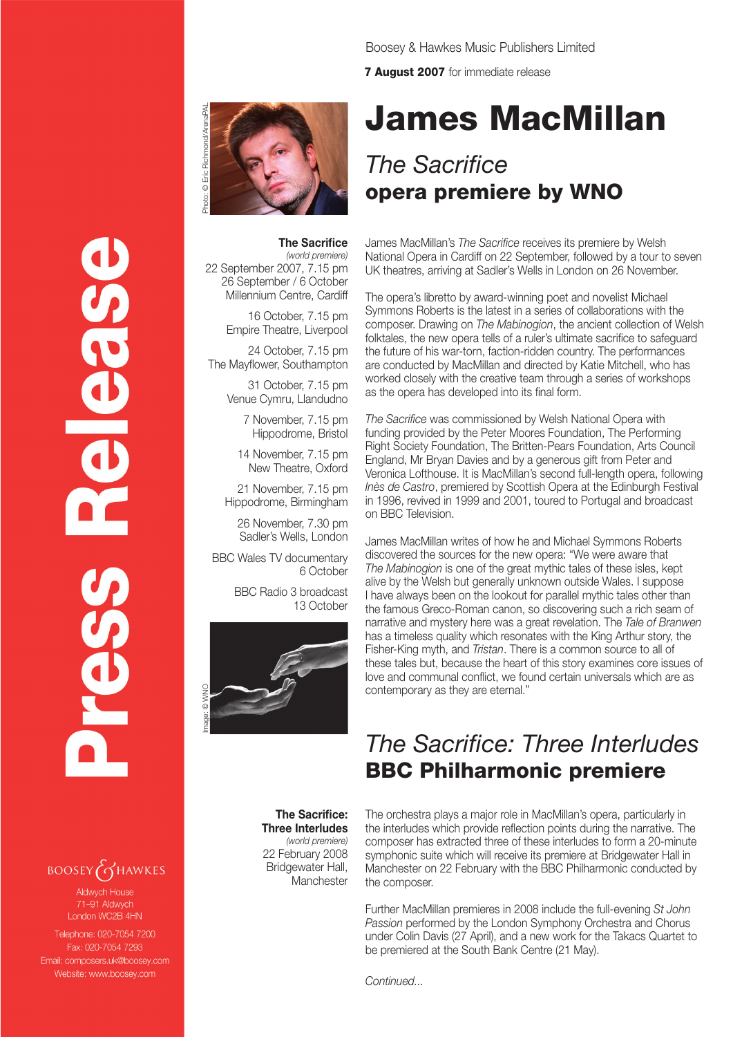Press Release

Boosey & Hawkes Music Publishers Limited

**7 August 2007** for immediate release

# James MacMillan

## *The Sacrifice*
## opera premiere by WNO

Photo: © Eric Richmond/ArenaPAL

**The Sacrifice**
*(world premiere)*
22 September 2007, 7.15 pm
26 September / 6 October
Millennium Centre, Cardiff

16 October, 7.15 pm
Empire Theatre, Liverpool

24 October, 7.15 pm
The Mayflower, Southampton

31 October, 7.15 pm
Venue Cymru, Llandudno

7 November, 7.15 pm
Hippodrome, Bristol

14 November, 7.15 pm
New Theatre, Oxford

21 November, 7.15 pm
Hippodrome, Birmingham

26 November, 7.30 pm
Sadler's Wells, London

BBC Wales TV documentary
6 October

BBC Radio 3 broadcast
13 October

Image: © WNO

James MacMillan's *The Sacrifice* receives its premiere by Welsh National Opera in Cardiff on 22 September, followed by a tour to seven UK theatres, arriving at Sadler's Wells in London on 26 November.

The opera's libretto by award-winning poet and novelist Michael Symmons Roberts is the latest in a series of collaborations with the composer. Drawing on *The Mabinogion*, the ancient collection of Welsh folktales, the new opera tells of a ruler's ultimate sacrifice to safeguard the future of his war-torn, faction-ridden country. The performances are conducted by MacMillan and directed by Katie Mitchell, who has worked closely with the creative team through a series of workshops as the opera has developed into its final form.

*The Sacrifice* was commissioned by Welsh National Opera with funding provided by the Peter Moores Foundation, The Performing Right Society Foundation, The Britten-Pears Foundation, Arts Council England, Mr Bryan Davies and by a generous gift from Peter and Veronica Lofthouse. It is MacMillan's second full-length opera, following *Inès de Castro*, premiered by Scottish Opera at the Edinburgh Festival in 1996, revived in 1999 and 2001, toured to Portugal and broadcast on BBC Television.

James MacMillan writes of how he and Michael Symmons Roberts discovered the sources for the new opera: "We were aware that *The Mabinogion* is one of the great mythic tales of these isles, kept alive by the Welsh but generally unknown outside Wales. I suppose I have always been on the lookout for parallel mythic tales other than the famous Greco-Roman canon, so discovering such a rich seam of narrative and mystery here was a great revelation. The *Tale of Branwen* has a timeless quality which resonates with the King Arthur story, the Fisher-King myth, and *Tristan*. There is a common source to all of these tales but, because the heart of this story examines core issues of love and communal conflict, we found certain universals which are as contemporary as they are eternal."

## *The Sacrifice: Three Interludes*
## BBC Philharmonic premiere

**The Sacrifice: Three Interludes**
*(world premiere)*
22 February 2008
Bridgewater Hall,
Manchester

The orchestra plays a major role in MacMillan's opera, particularly in the interludes which provide reflection points during the narrative. The composer has extracted three of these interludes to form a 20-minute symphonic suite which will receive its premiere at Bridgewater Hall in Manchester on 22 February with the BBC Philharmonic conducted by the composer.

Further MacMillan premieres in 2008 include the full-evening *St John Passion* performed by the London Symphony Orchestra and Chorus under Colin Davis (27 April), and a new work for the Takacs Quartet to be premiered at the South Bank Centre (21 May).

*Continued...*

BOOSEY & HAWKES
Aldwych House
71–91 Aldwych
London WC2B 4HN
Telephone: 020-7054 7200
Fax: 020-7054 7293
Email: composers.uk@boosey.com
Website: www.boosey.com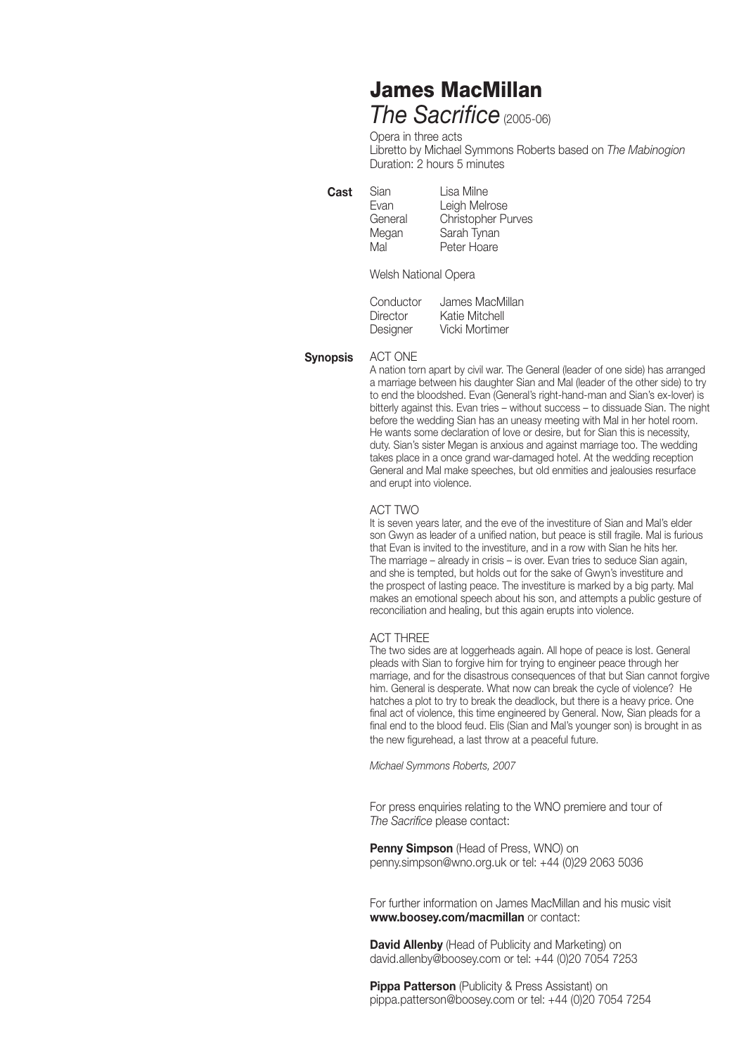# James MacMillan

## *The Sacrifice* (2005-06)

Opera in three acts
Libretto by Michael Symmons Roberts based on *The Mabinogion*
Duration: 2 hours 5 minutes

**Cast**

| | |
|---|---|
| Sian | Lisa Milne |
| Evan | Leigh Melrose |
| General | Christopher Purves |
| Megan | Sarah Tynan |
| Mal | Peter Hoare |

Welsh National Opera

| | |
|---|---|
| Conductor | James MacMillan |
| Director | Katie Mitchell |
| Designer | Vicki Mortimer |

**Synopsis**

ACT ONE
A nation torn apart by civil war. The General (leader of one side) has arranged a marriage between his daughter Sian and Mal (leader of the other side) to try to end the bloodshed. Evan (General's right-hand-man and Sian's ex-lover) is bitterly against this. Evan tries – without success – to dissuade Sian. The night before the wedding Sian has an uneasy meeting with Mal in her hotel room. He wants some declaration of love or desire, but for Sian this is necessity, duty. Sian's sister Megan is anxious and against marriage too. The wedding takes place in a once grand war-damaged hotel. At the wedding reception General and Mal make speeches, but old enmities and jealousies resurface and erupt into violence.

ACT TWO
It is seven years later, and the eve of the investiture of Sian and Mal's elder son Gwyn as leader of a unified nation, but peace is still fragile. Mal is furious that Evan is invited to the investiture, and in a row with Sian he hits her. The marriage – already in crisis – is over. Evan tries to seduce Sian again, and she is tempted, but holds out for the sake of Gwyn's investiture and the prospect of lasting peace. The investiture is marked by a big party. Mal makes an emotional speech about his son, and attempts a public gesture of reconciliation and healing, but this again erupts into violence.

ACT THREE
The two sides are at loggerheads again. All hope of peace is lost. General pleads with Sian to forgive him for trying to engineer peace through her marriage, and for the disastrous consequences of that but Sian cannot forgive him. General is desperate. What now can break the cycle of violence? He hatches a plot to try to break the deadlock, but there is a heavy price. One final act of violence, this time engineered by General. Now, Sian pleads for a final end to the blood feud. Elis (Sian and Mal's younger son) is brought in as the new figurehead, a last throw at a peaceful future.

*Michael Symmons Roberts, 2007*

For press enquiries relating to the WNO premiere and tour of *The Sacrifice* please contact:

**Penny Simpson** (Head of Press, WNO) on
penny.simpson@wno.org.uk or tel: +44 (0)29 2063 5036

For further information on James MacMillan and his music visit **www.boosey.com/macmillan** or contact:

**David Allenby** (Head of Publicity and Marketing) on
david.allenby@boosey.com or tel: +44 (0)20 7054 7253

**Pippa Patterson** (Publicity & Press Assistant) on
pippa.patterson@boosey.com or tel: +44 (0)20 7054 7254